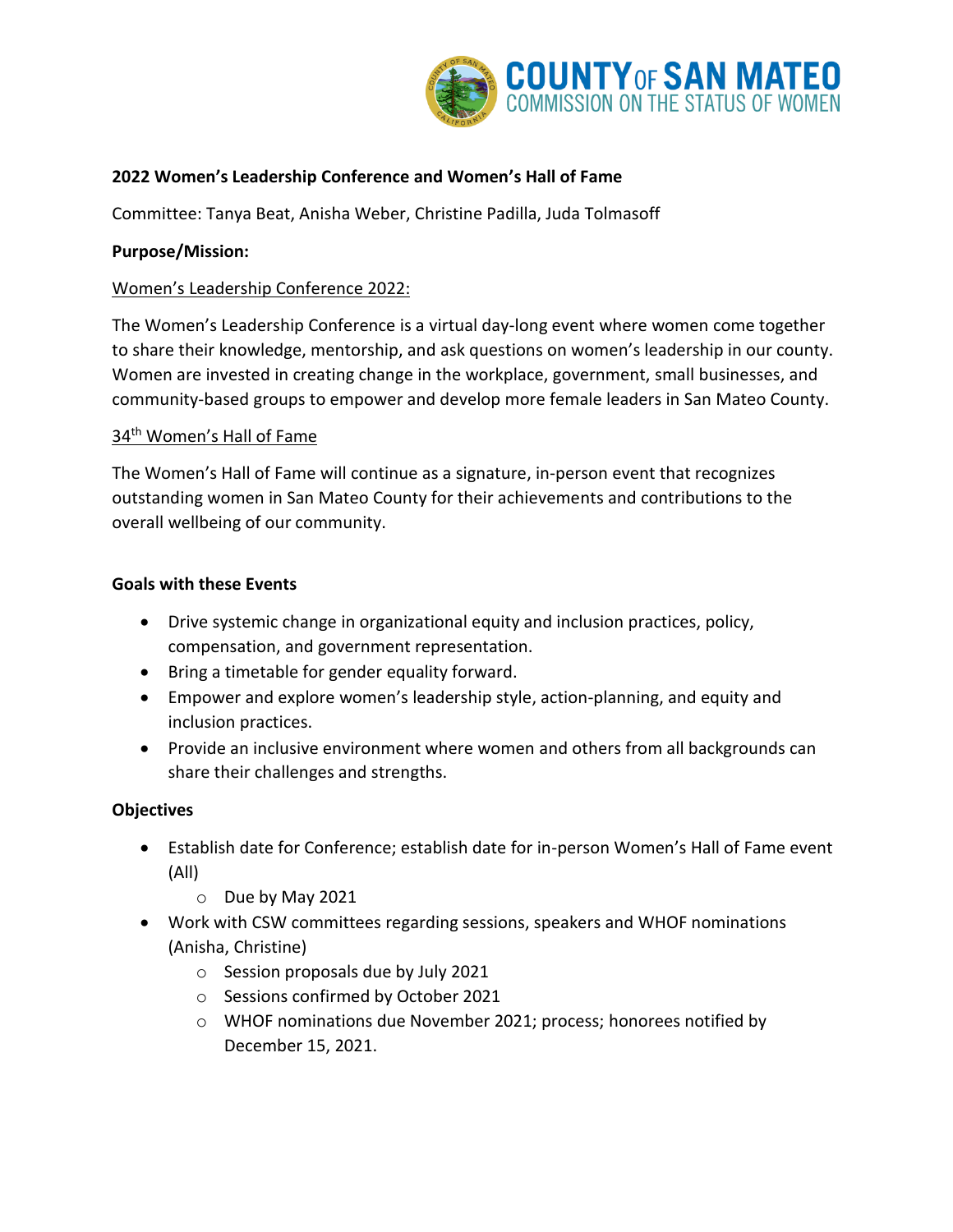**2022 Women's Leadership Conference and Women's Hall of Fame**

Committee: Tanya Beat, Anisha Weber, Christine Padilla, Juda Tolmasoff

**Purpose/Mission:**

Women's Leadership Conference 2022:

The Women's Leadership Conference is a virtual day-long event where women come together to share their knowledge, mentorship, and ask questions on women's leadership in our county. Women are invested in creating change in the workplace, government, small businesses, and community-based groups to empower and develop more female leaders in San Mateo County.

34th Women's Hall of Fame

The Women's Hall of Fame will continue as a signature, in-person event that recognizes outstanding women in San Mateo County for their achievements and contributions to the overall wellbeing of our community.

**Goals with these Events**

- Drive systemic change in organizational equity and inclusion practices, policy, compensation, and government representation.
- Bring a timetable for gender equality forward.
- Empower and explore women's leadership style, action-planning, and equity and inclusion practices.
- Provide an inclusive environment where women and others from all backgrounds can share their challenges and strengths.

**Objectives**

- Establish date for Conference; establish date for in-person Women's Hall of Fame event (All)
  - Due by May 2021
- Work with CSW committees regarding sessions, speakers and WHOF nominations (Anisha, Christine)
  - Session proposals due by July 2021
  - Sessions confirmed by October 2021
  - WHOF nominations due November 2021; process; honorees notified by December 15, 2021.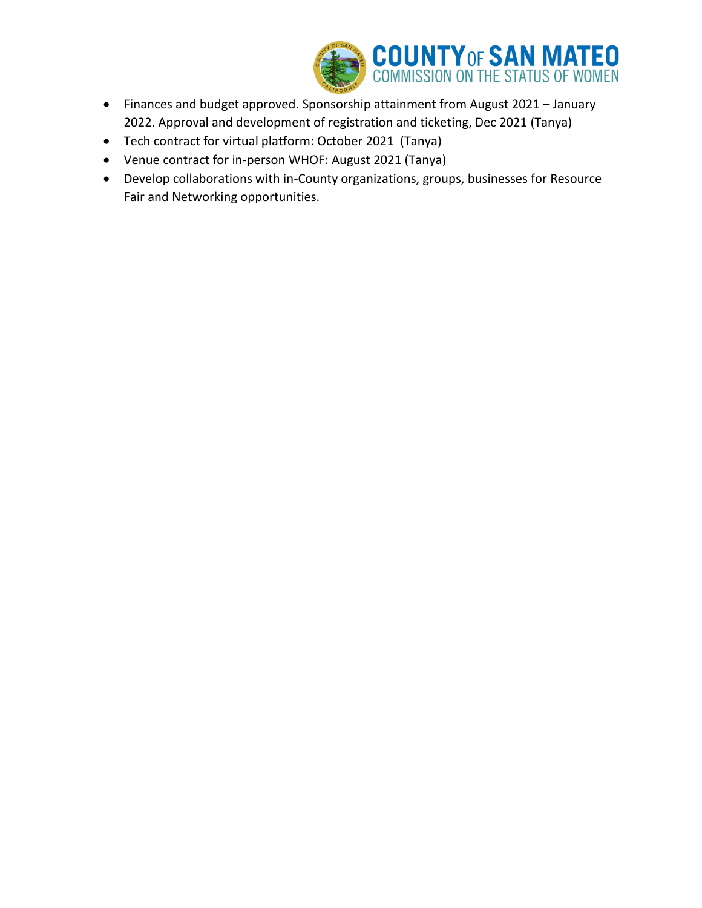- Finances and budget approved. Sponsorship attainment from August 2021 – January 2022. Approval and development of registration and ticketing, Dec 2021 (Tanya)
- Tech contract for virtual platform: October 2021 (Tanya)
- Venue contract for in-person WHOF: August 2021 (Tanya)
- Develop collaborations with in-County organizations, groups, businesses for Resource Fair and Networking opportunities.